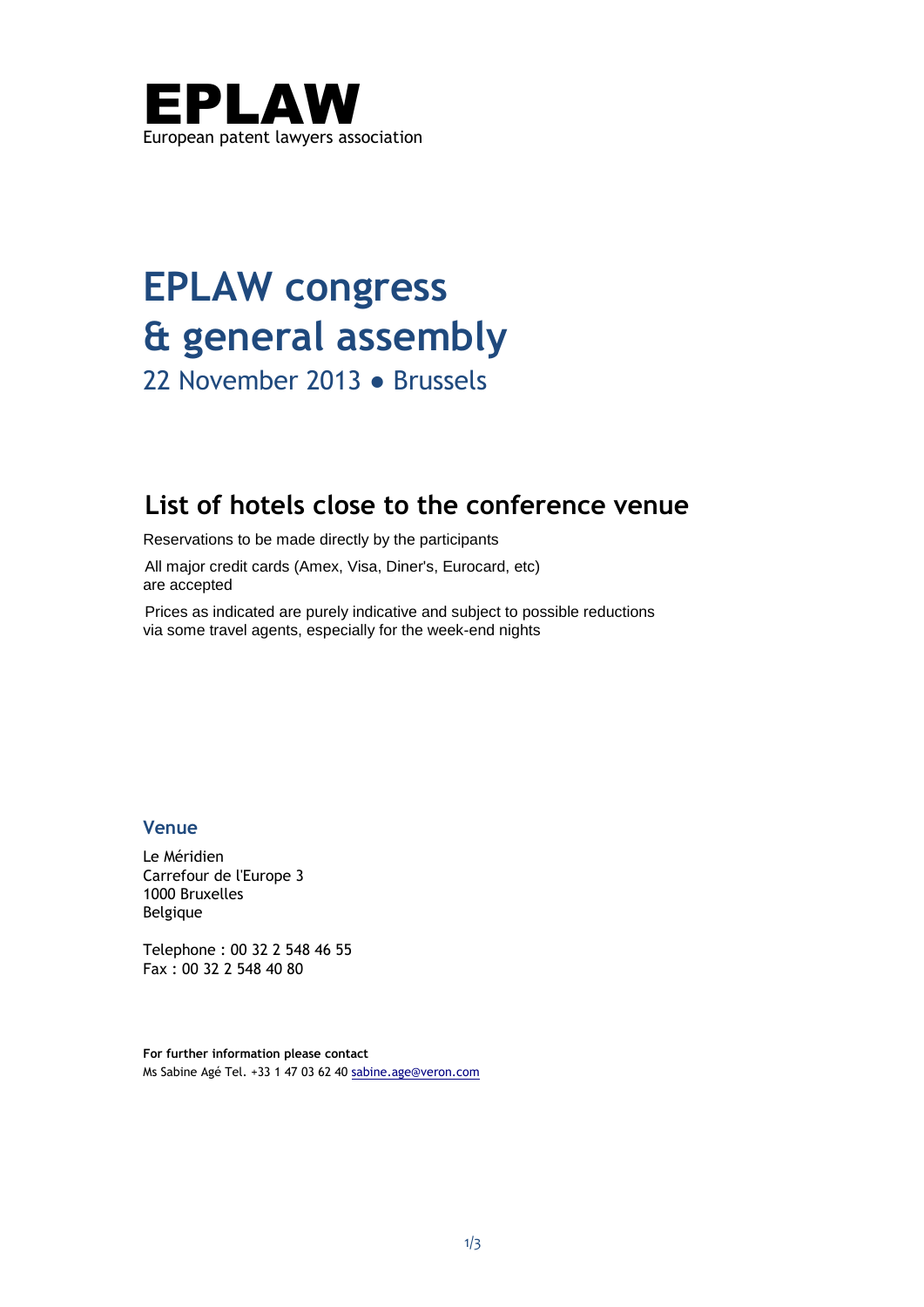**EPLAW**
European patent lawyers association

# EPLAW congress & general assembly

22 November 2013 ● Brussels

## List of hotels close to the conference venue

Reservations to be made directly by the participants

All major credit cards (Amex, Visa, Diner's, Eurocard, etc) are accepted

Prices as indicated are purely indicative and subject to possible reductions via some travel agents, especially for the week-end nights

### Venue

Le Méridien
Carrefour de l'Europe 3
1000 Bruxelles
Belgique

Telephone : 00 32 2 548 46 55
Fax : 00 32 2 548 40 80

**For further information please contact**
Ms Sabine Agé Tel. +33 1 47 03 62 40 sabine.age@veron.com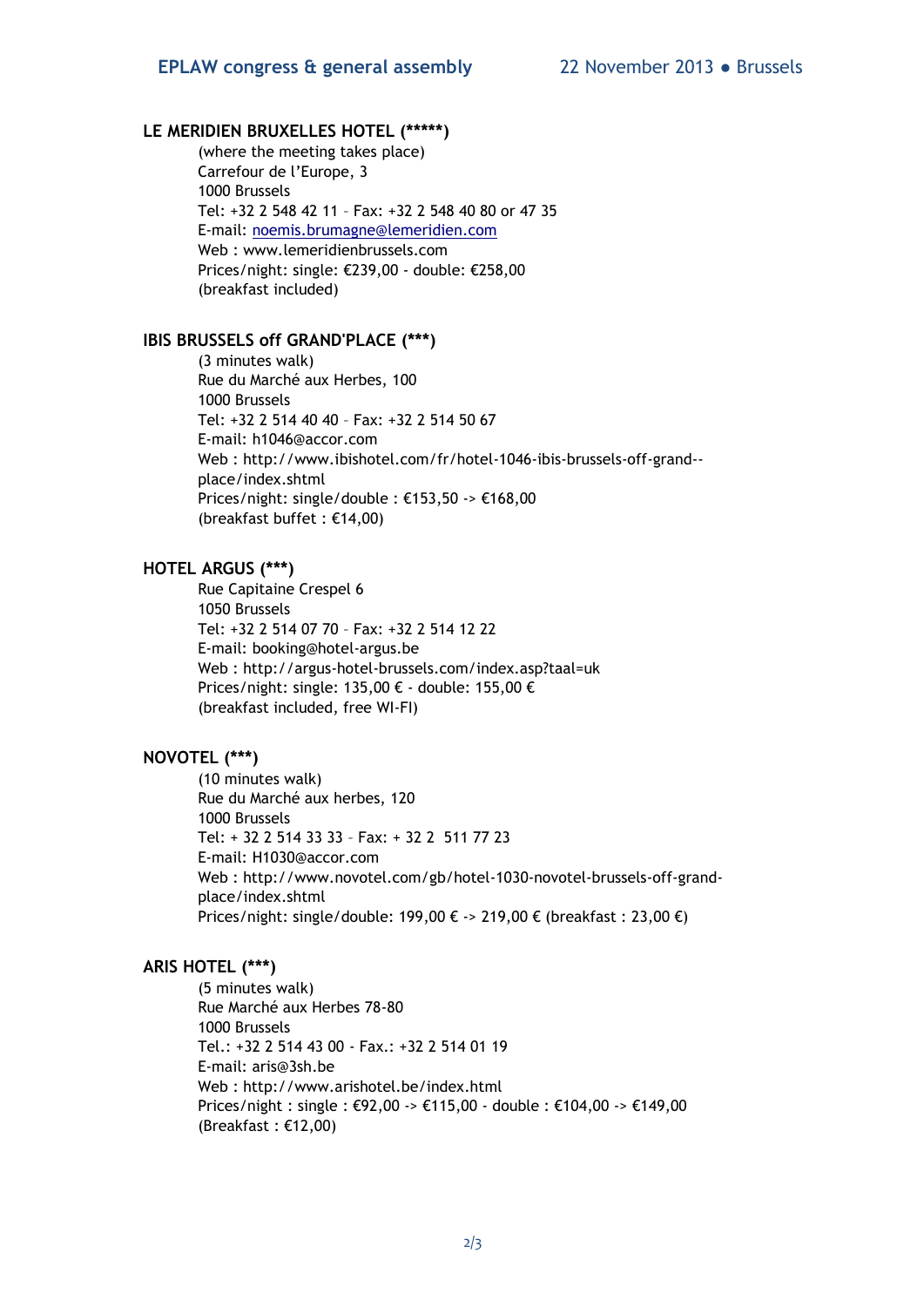**LE MERIDIEN BRUXELLES HOTEL (*****)**

(where the meeting takes place)
Carrefour de l'Europe, 3
1000 Brussels
Tel: +32 2 548 42 11 – Fax: +32 2 548 40 80 or 47 35
E-mail: noemis.brumagne@lemeridien.com
Web : www.lemeridienbrussels.com
Prices/night: single: €239,00 - double: €258,00
(breakfast included)

**IBIS BRUSSELS off GRAND'PLACE (***)**

(3 minutes walk)
Rue du Marché aux Herbes, 100
1000 Brussels
Tel: +32 2 514 40 40 – Fax: +32 2 514 50 67
E-mail: h1046@accor.com
Web : http://www.ibishotel.com/fr/hotel-1046-ibis-brussels-off-grand--place/index.shtml
Prices/night: single/double : €153,50 -> €168,00
(breakfast buffet : €14,00)

**HOTEL ARGUS (***)**

Rue Capitaine Crespel 6
1050 Brussels
Tel: +32 2 514 07 70 – Fax: +32 2 514 12 22
E-mail: booking@hotel-argus.be
Web : http://argus-hotel-brussels.com/index.asp?taal=uk
Prices/night: single: 135,00 € - double: 155,00 €
(breakfast included, free WI-FI)

**NOVOTEL (***)**

(10 minutes walk)
Rue du Marché aux herbes, 120
1000 Brussels
Tel: + 32 2 514 33 33 – Fax: + 32 2 511 77 23
E-mail: H1030@accor.com
Web : http://www.novotel.com/gb/hotel-1030-novotel-brussels-off-grand-place/index.shtml
Prices/night: single/double: 199,00 € -> 219,00 € (breakfast : 23,00 €)

**ARIS HOTEL (***)**

(5 minutes walk)
Rue Marché aux Herbes 78-80
1000 Brussels
Tel.: +32 2 514 43 00 - Fax.: +32 2 514 01 19
E-mail: aris@3sh.be
Web : http://www.arishotel.be/index.html
Prices/night : single : €92,00 -> €115,00 - double : €104,00 -> €149,00
(Breakfast : €12,00)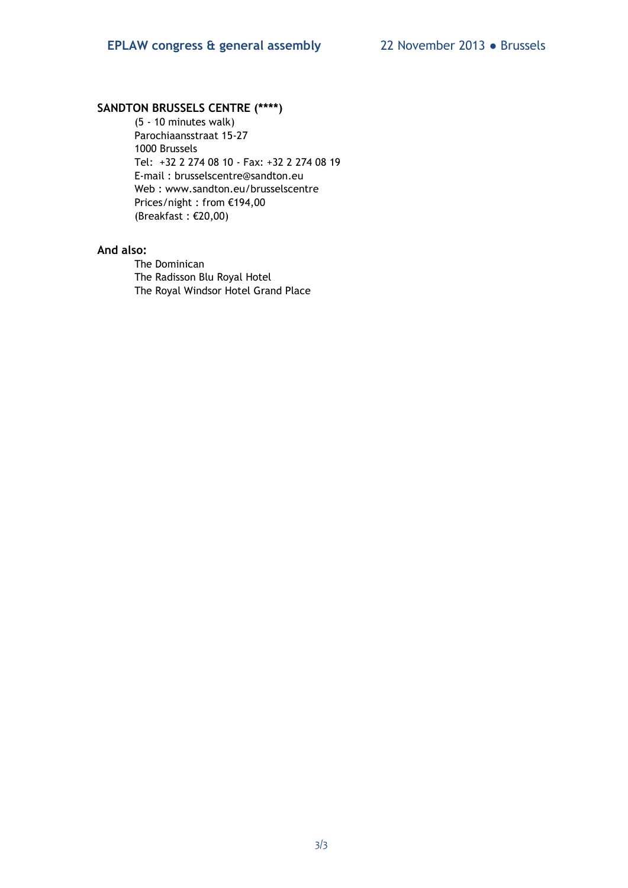**SANDTON BRUSSELS CENTRE (****)**

(5 - 10 minutes walk)
Parochiaansstraat 15-27
1000 Brussels
Tel: +32 2 274 08 10 - Fax: +32 2 274 08 19
E-mail : brusselscentre@sandton.eu
Web : www.sandton.eu/brusselscentre
Prices/night : from €194,00
(Breakfast : €20,00)

**And also:**

The Dominican
The Radisson Blu Royal Hotel
The Royal Windsor Hotel Grand Place